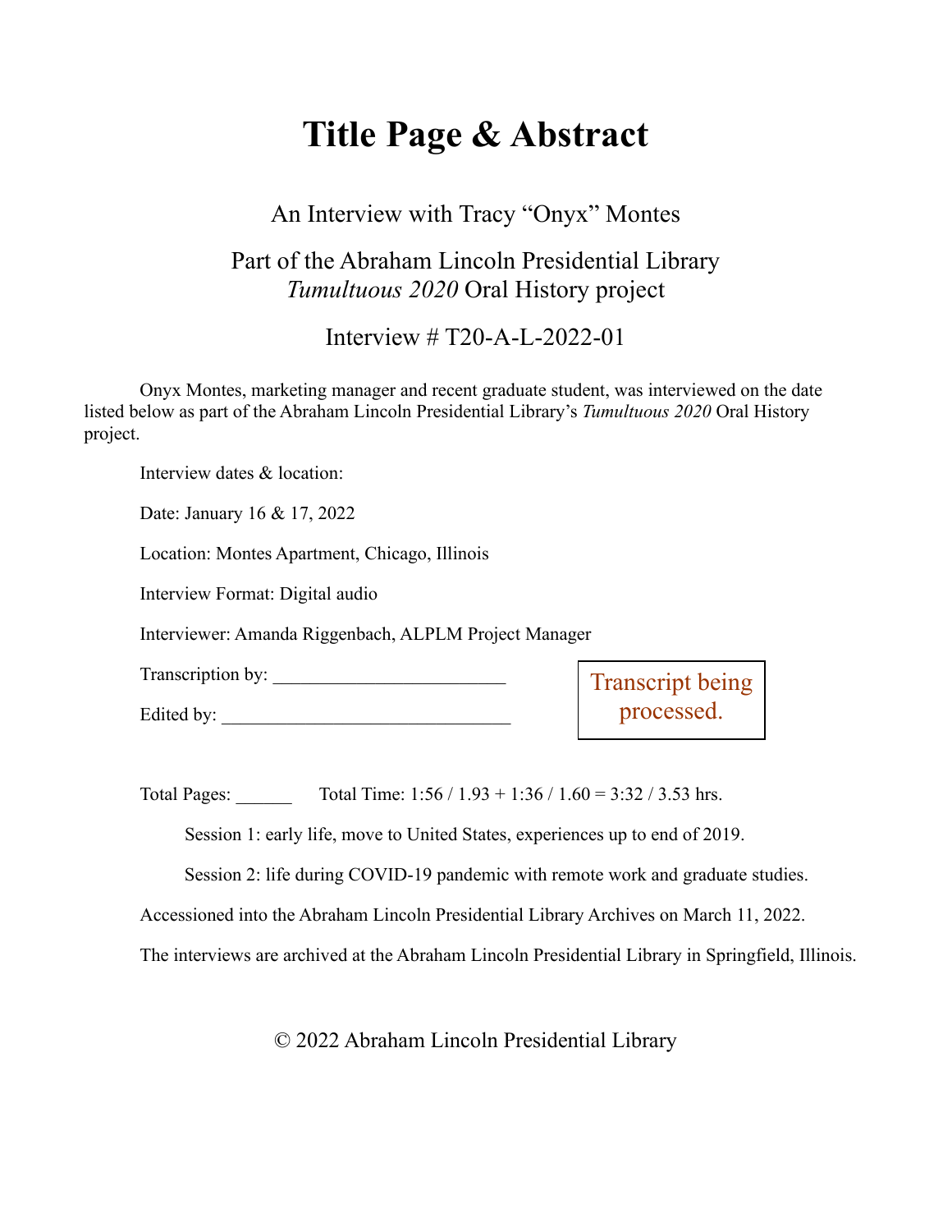# Title Page & Abstract

An Interview with Tracy "Onyx" Montes

Part of the Abraham Lincoln Presidential Library
*Tumultuous 2020* Oral History project

Interview # T20-A-L-2022-01

Onyx Montes, marketing manager and recent graduate student, was interviewed on the date listed below as part of the Abraham Lincoln Presidential Library's *Tumultuous 2020* Oral History project.

Interview dates & location:

Date: January 16 & 17, 2022

Location: Montes Apartment, Chicago, Illinois

Interview Format: Digital audio

Interviewer: Amanda Riggenbach, ALPLM Project Manager

Transcription by: ________________________

Edited by: ______________________________

Transcript being processed.

Total Pages: ______ Total Time: 1:56 / 1.93 + 1:36 / 1.60 = 3:32 / 3.53 hrs.

Session 1: early life, move to United States, experiences up to end of 2019.

Session 2: life during COVID-19 pandemic with remote work and graduate studies.

Accessioned into the Abraham Lincoln Presidential Library Archives on March 11, 2022.

The interviews are archived at the Abraham Lincoln Presidential Library in Springfield, Illinois.

© 2022 Abraham Lincoln Presidential Library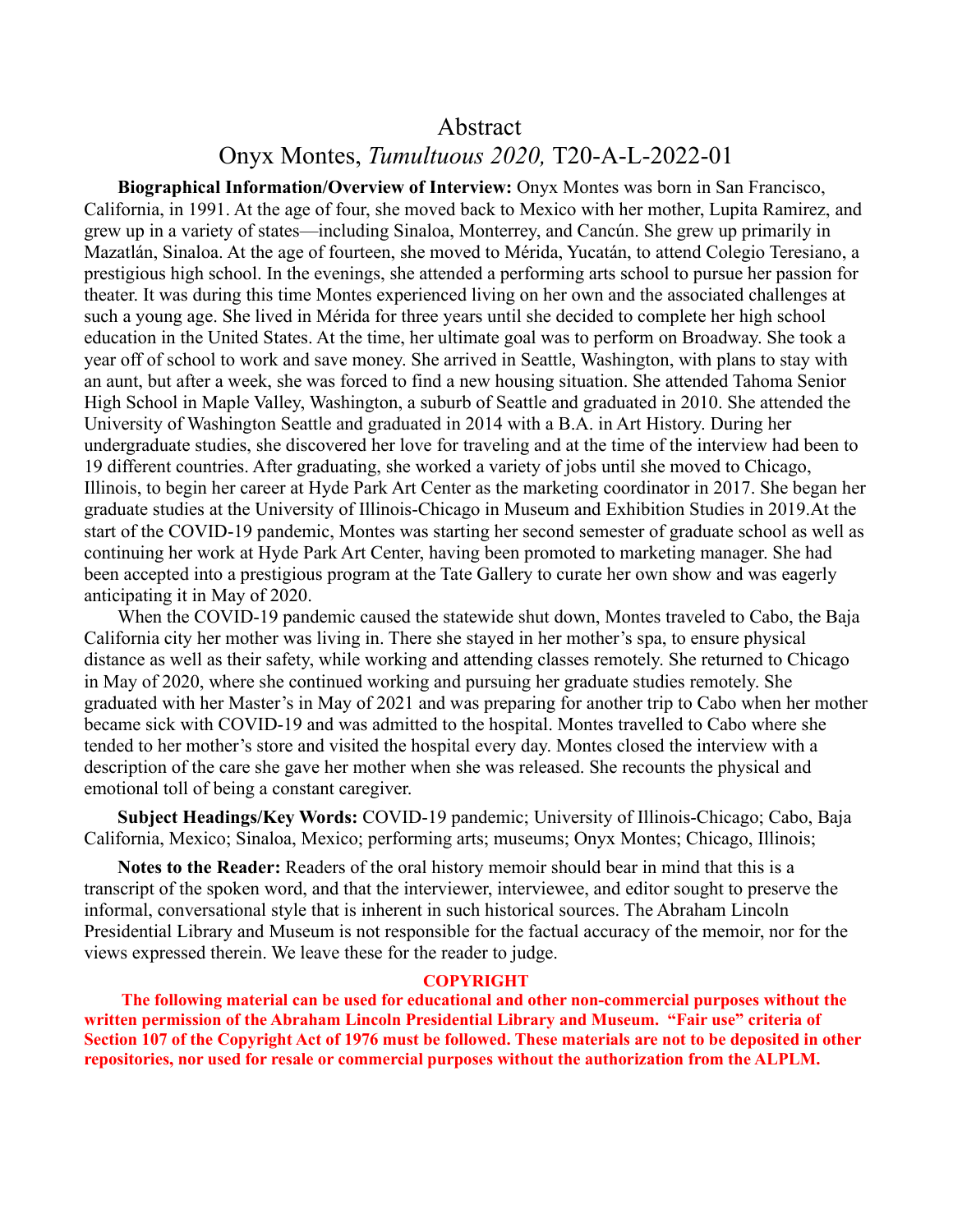# Abstract

## Onyx Montes, *Tumultuous 2020,* T20-A-L-2022-01

**Biographical Information/Overview of Interview:** Onyx Montes was born in San Francisco, California, in 1991. At the age of four, she moved back to Mexico with her mother, Lupita Ramirez, and grew up in a variety of states—including Sinaloa, Monterrey, and Cancún. She grew up primarily in Mazatlán, Sinaloa. At the age of fourteen, she moved to Mérida, Yucatán, to attend Colegio Teresiano, a prestigious high school. In the evenings, she attended a performing arts school to pursue her passion for theater. It was during this time Montes experienced living on her own and the associated challenges at such a young age. She lived in Mérida for three years until she decided to complete her high school education in the United States. At the time, her ultimate goal was to perform on Broadway. She took a year off of school to work and save money. She arrived in Seattle, Washington, with plans to stay with an aunt, but after a week, she was forced to find a new housing situation. She attended Tahoma Senior High School in Maple Valley, Washington, a suburb of Seattle and graduated in 2010. She attended the University of Washington Seattle and graduated in 2014 with a B.A. in Art History. During her undergraduate studies, she discovered her love for traveling and at the time of the interview had been to 19 different countries. After graduating, she worked a variety of jobs until she moved to Chicago, Illinois, to begin her career at Hyde Park Art Center as the marketing coordinator in 2017. She began her graduate studies at the University of Illinois-Chicago in Museum and Exhibition Studies in 2019.At the start of the COVID-19 pandemic, Montes was starting her second semester of graduate school as well as continuing her work at Hyde Park Art Center, having been promoted to marketing manager. She had been accepted into a prestigious program at the Tate Gallery to curate her own show and was eagerly anticipating it in May of 2020.

When the COVID-19 pandemic caused the statewide shut down, Montes traveled to Cabo, the Baja California city her mother was living in. There she stayed in her mother's spa, to ensure physical distance as well as their safety, while working and attending classes remotely. She returned to Chicago in May of 2020, where she continued working and pursuing her graduate studies remotely. She graduated with her Master's in May of 2021 and was preparing for another trip to Cabo when her mother became sick with COVID-19 and was admitted to the hospital. Montes travelled to Cabo where she tended to her mother's store and visited the hospital every day. Montes closed the interview with a description of the care she gave her mother when she was released. She recounts the physical and emotional toll of being a constant caregiver.

**Subject Headings/Key Words:** COVID-19 pandemic; University of Illinois-Chicago; Cabo, Baja California, Mexico; Sinaloa, Mexico; performing arts; museums; Onyx Montes; Chicago, Illinois;

**Notes to the Reader:** Readers of the oral history memoir should bear in mind that this is a transcript of the spoken word, and that the interviewer, interviewee, and editor sought to preserve the informal, conversational style that is inherent in such historical sources. The Abraham Lincoln Presidential Library and Museum is not responsible for the factual accuracy of the memoir, nor for the views expressed therein. We leave these for the reader to judge.

**COPYRIGHT**

**The following material can be used for educational and other non-commercial purposes without the written permission of the Abraham Lincoln Presidential Library and Museum. "Fair use" criteria of Section 107 of the Copyright Act of 1976 must be followed. These materials are not to be deposited in other repositories, nor used for resale or commercial purposes without the authorization from the ALPLM.**